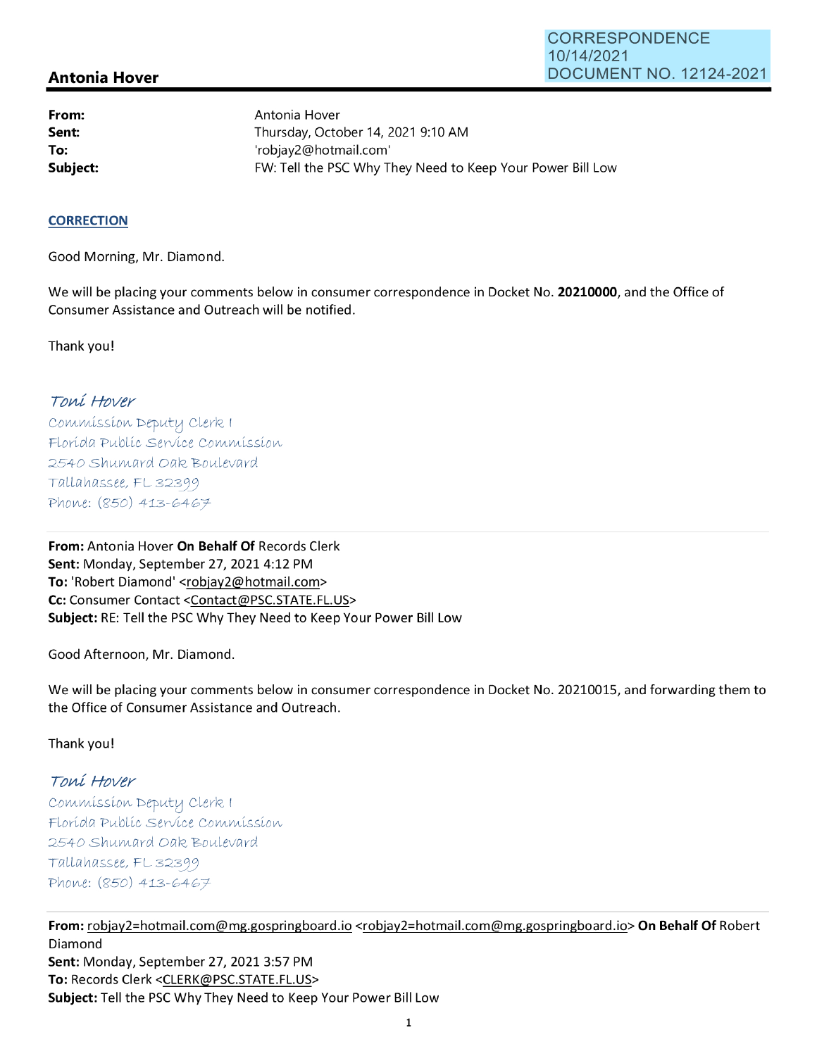CORRESPONDENCE
10/14/2021
DOCUMENT NO. 12124-2021

## Antonia Hover

**From:** Antonia Hover
**Sent:** Thursday, October 14, 2021 9:10 AM
**To:** 'robjay2@hotmail.com'
**Subject:** FW: Tell the PSC Why They Need to Keep Your Power Bill Low

**CORRECTION**

Good Morning, Mr. Diamond.

We will be placing your comments below in consumer correspondence in Docket No. **20210000**, and the Office of Consumer Assistance and Outreach will be notified.

Thank you!

*Toni Hover*
*Commission Deputy Clerk I*
*Florida Public Service Commission*
*2540 Shumard Oak Boulevard*
*Tallahassee, FL 32399*
*Phone: (850) 413-6467*

---

**From:** Antonia Hover **On Behalf Of** Records Clerk
**Sent:** Monday, September 27, 2021 4:12 PM
**To:** 'Robert Diamond' <robjay2@hotmail.com>
**Cc:** Consumer Contact <Contact@PSC.STATE.FL.US>
**Subject:** RE: Tell the PSC Why They Need to Keep Your Power Bill Low

Good Afternoon, Mr. Diamond.

We will be placing your comments below in consumer correspondence in Docket No. 20210015, and forwarding them to the Office of Consumer Assistance and Outreach.

Thank you!

*Toni Hover*
*Commission Deputy Clerk I*
*Florida Public Service Commission*
*2540 Shumard Oak Boulevard*
*Tallahassee, FL 32399*
*Phone: (850) 413-6467*

---

**From:** robjay2=hotmail.com@mg.gospringboard.io <robjay2=hotmail.com@mg.gospringboard.io> **On Behalf Of** Robert Diamond
**Sent:** Monday, September 27, 2021 3:57 PM
**To:** Records Clerk <CLERK@PSC.STATE.FL.US>
**Subject:** Tell the PSC Why They Need to Keep Your Power Bill Low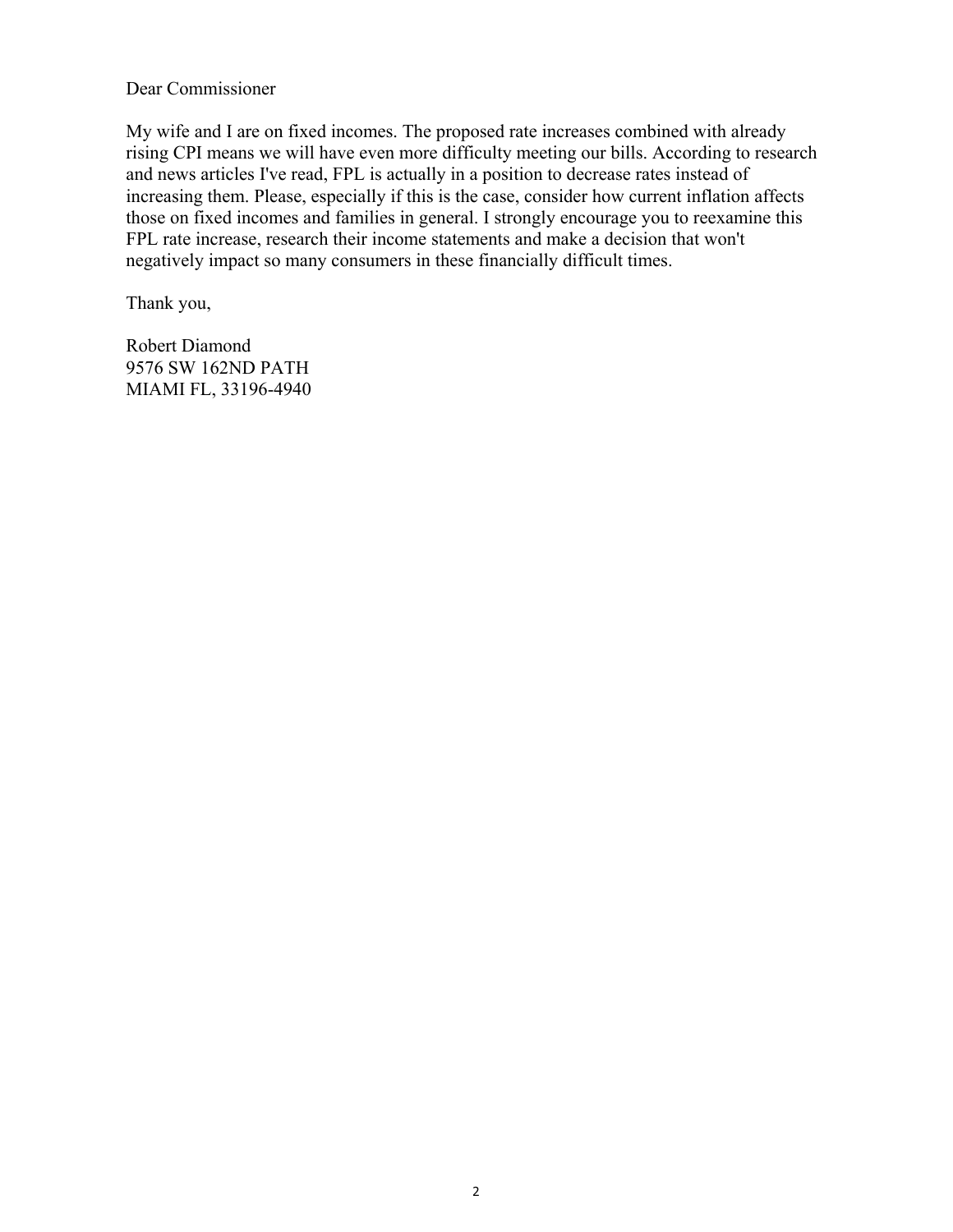Dear Commissioner

My wife and I are on fixed incomes. The proposed rate increases combined with already rising CPI means we will have even more difficulty meeting our bills. According to research and news articles I've read, FPL is actually in a position to decrease rates instead of increasing them. Please, especially if this is the case, consider how current inflation affects those on fixed incomes and families in general. I strongly encourage you to reexamine this FPL rate increase, research their income statements and make a decision that won't negatively impact so many consumers in these financially difficult times.

Thank you,

Robert Diamond  
9576 SW 162ND PATH  
MIAMI FL, 33196-4940